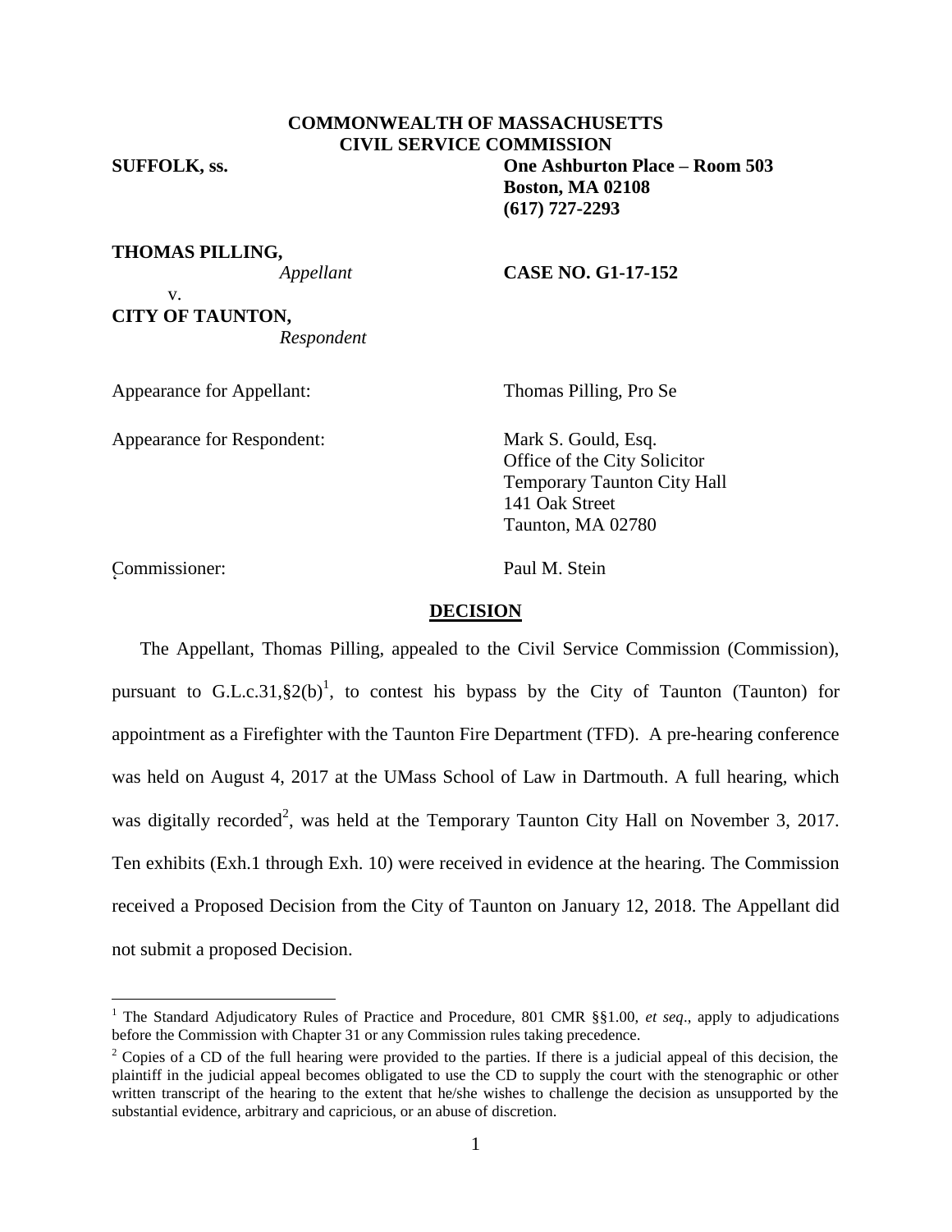**COMMONWEALTH OF MASSACHUSETTS**
**CIVIL SERVICE COMMISSION**

**SUFFOLK, ss.**

**One Ashburton Place – Room 503**
**Boston, MA 02108**
**(617) 727-2293**

**THOMAS PILLING,**
*Appellant*

v.

**CITY OF TAUNTON,**
*Respondent*

**CASE NO. G1-17-152**

Appearance for Appellant: Thomas Pilling, Pro Se

Appearance for Respondent: Mark S. Gould, Esq.
Office of the City Solicitor
Temporary Taunton City Hall
141 Oak Street
Taunton, MA 02780

Commissioner: Paul M. Stein

## DECISION

The Appellant, Thomas Pilling, appealed to the Civil Service Commission (Commission), pursuant to G.L.c.31,§2(b)[1], to contest his bypass by the City of Taunton (Taunton) for appointment as a Firefighter with the Taunton Fire Department (TFD). A pre-hearing conference was held on August 4, 2017 at the UMass School of Law in Dartmouth. A full hearing, which was digitally recorded[2], was held at the Temporary Taunton City Hall on November 3, 2017. Ten exhibits (Exh.1 through Exh. 10) were received in evidence at the hearing. The Commission received a Proposed Decision from the City of Taunton on January 12, 2018. The Appellant did not submit a proposed Decision.

---

[1] The Standard Adjudicatory Rules of Practice and Procedure, 801 CMR §§1.00, *et seq*., apply to adjudications before the Commission with Chapter 31 or any Commission rules taking precedence.

[2] Copies of a CD of the full hearing were provided to the parties. If there is a judicial appeal of this decision, the plaintiff in the judicial appeal becomes obligated to use the CD to supply the court with the stenographic or other written transcript of the hearing to the extent that he/she wishes to challenge the decision as unsupported by the substantial evidence, arbitrary and capricious, or an abuse of discretion.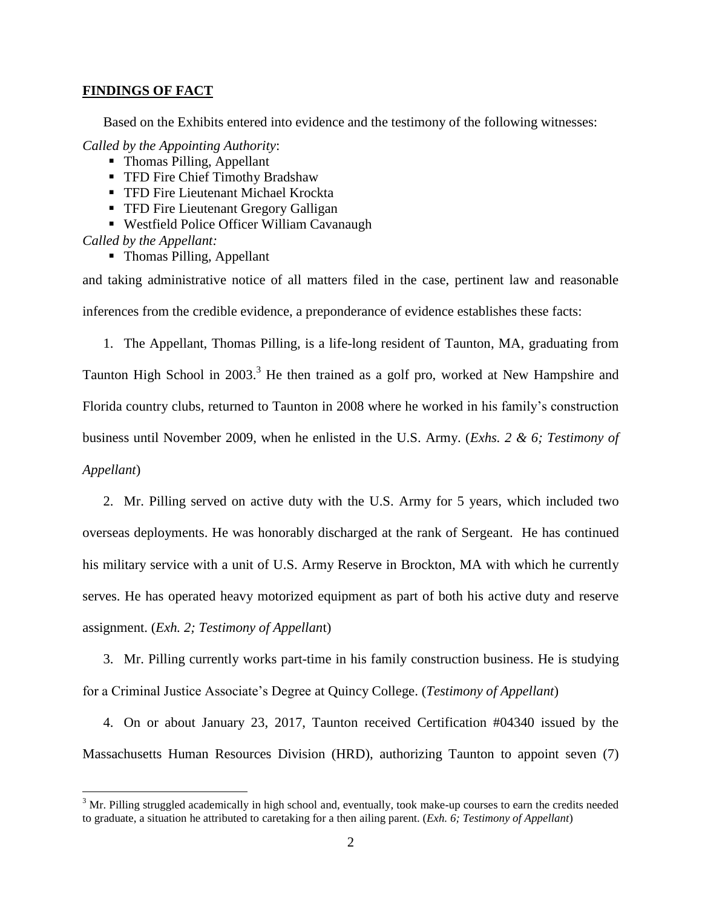## **FINDINGS OF FACT**

Based on the Exhibits entered into evidence and the testimony of the following witnesses:

*Called by the Appointing Authority*:

- Thomas Pilling, Appellant
- TFD Fire Chief Timothy Bradshaw
- TFD Fire Lieutenant Michael Krockta
- TFD Fire Lieutenant Gregory Galligan
- Westfield Police Officer William Cavanaugh

*Called by the Appellant:*

- Thomas Pilling, Appellant

and taking administrative notice of all matters filed in the case, pertinent law and reasonable inferences from the credible evidence, a preponderance of evidence establishes these facts:

1. The Appellant, Thomas Pilling, is a life-long resident of Taunton, MA, graduating from Taunton High School in 2003.[3] He then trained as a golf pro, worked at New Hampshire and Florida country clubs, returned to Taunton in 2008 where he worked in his family's construction business until November 2009, when he enlisted in the U.S. Army. (*Exhs. 2 & 6; Testimony of Appellant*)

2. Mr. Pilling served on active duty with the U.S. Army for 5 years, which included two overseas deployments. He was honorably discharged at the rank of Sergeant. He has continued his military service with a unit of U.S. Army Reserve in Brockton, MA with which he currently serves. He has operated heavy motorized equipment as part of both his active duty and reserve assignment. (*Exh. 2; Testimony of Appellant*)

3. Mr. Pilling currently works part-time in his family construction business. He is studying for a Criminal Justice Associate's Degree at Quincy College. (*Testimony of Appellant*)

4. On or about January 23, 2017, Taunton received Certification #04340 issued by the Massachusetts Human Resources Division (HRD), authorizing Taunton to appoint seven (7)

---

[3] Mr. Pilling struggled academically in high school and, eventually, took make-up courses to earn the credits needed to graduate, a situation he attributed to caretaking for a then ailing parent. (*Exh. 6; Testimony of Appellant*)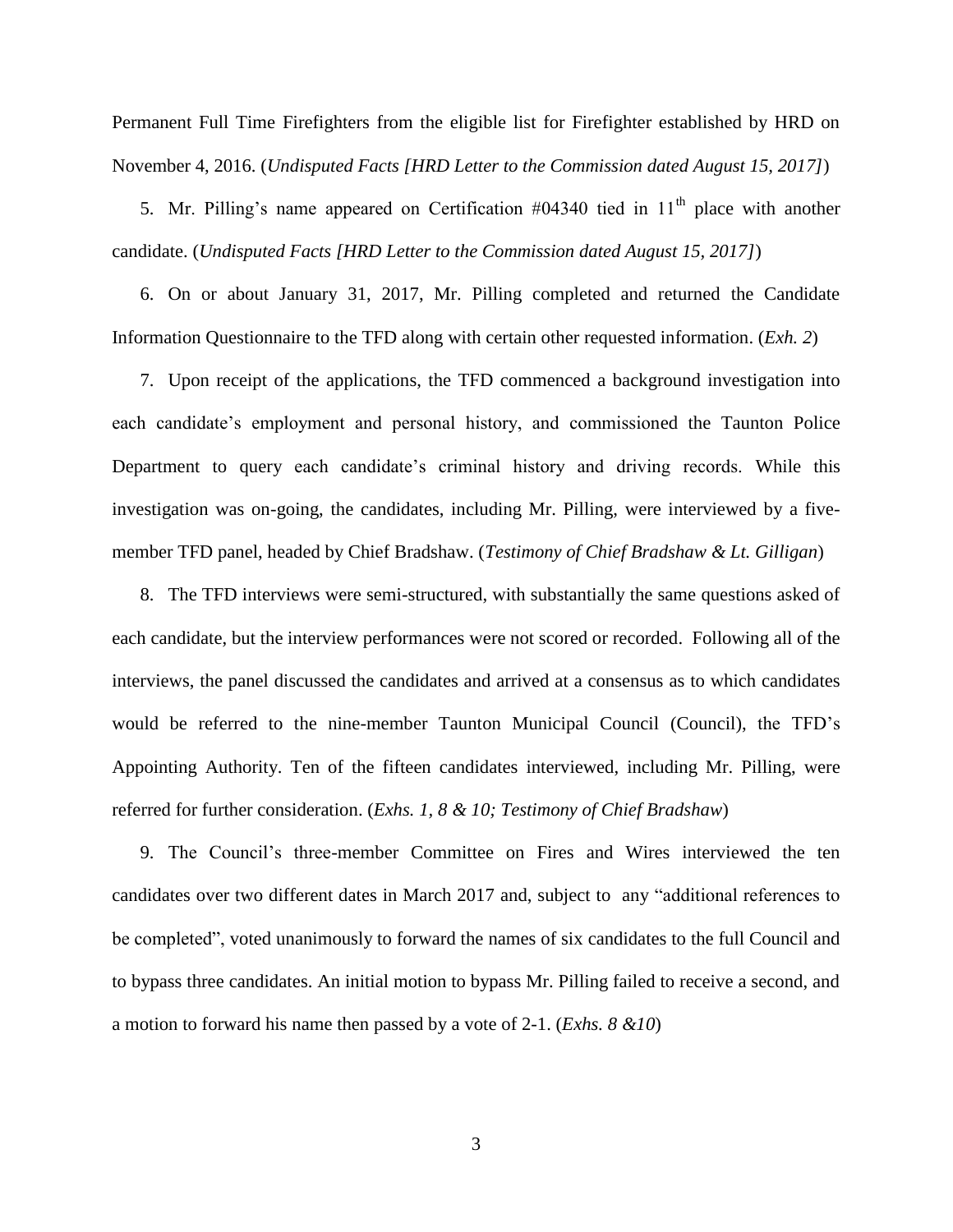Permanent Full Time Firefighters from the eligible list for Firefighter established by HRD on November 4, 2016. (*Undisputed Facts [HRD Letter to the Commission dated August 15, 2017]*)

5. Mr. Pilling's name appeared on Certification #04340 tied in 11th place with another candidate. (*Undisputed Facts [HRD Letter to the Commission dated August 15, 2017]*)

6. On or about January 31, 2017, Mr. Pilling completed and returned the Candidate Information Questionnaire to the TFD along with certain other requested information. (*Exh. 2*)

7. Upon receipt of the applications, the TFD commenced a background investigation into each candidate's employment and personal history, and commissioned the Taunton Police Department to query each candidate's criminal history and driving records. While this investigation was on-going, the candidates, including Mr. Pilling, were interviewed by a five-member TFD panel, headed by Chief Bradshaw. (*Testimony of Chief Bradshaw & Lt. Gilligan*)

8. The TFD interviews were semi-structured, with substantially the same questions asked of each candidate, but the interview performances were not scored or recorded. Following all of the interviews, the panel discussed the candidates and arrived at a consensus as to which candidates would be referred to the nine-member Taunton Municipal Council (Council), the TFD's Appointing Authority. Ten of the fifteen candidates interviewed, including Mr. Pilling, were referred for further consideration. (*Exhs. 1, 8 & 10; Testimony of Chief Bradshaw*)

9. The Council's three-member Committee on Fires and Wires interviewed the ten candidates over two different dates in March 2017 and, subject to any "additional references to be completed", voted unanimously to forward the names of six candidates to the full Council and to bypass three candidates. An initial motion to bypass Mr. Pilling failed to receive a second, and a motion to forward his name then passed by a vote of 2-1. (*Exhs. 8 &10*)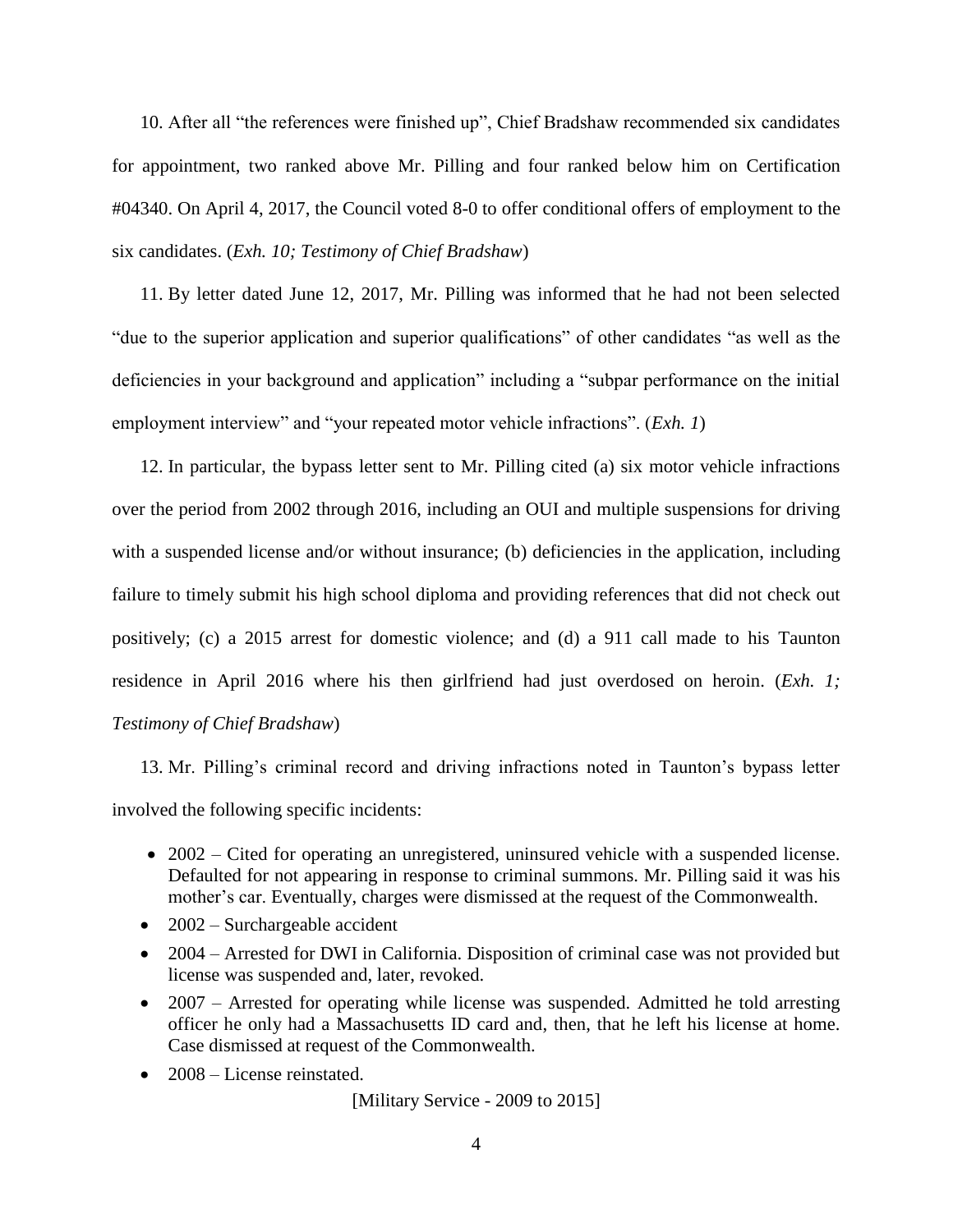10. After all "the references were finished up", Chief Bradshaw recommended six candidates for appointment, two ranked above Mr. Pilling and four ranked below him on Certification #04340. On April 4, 2017, the Council voted 8-0 to offer conditional offers of employment to the six candidates. (*Exh. 10; Testimony of Chief Bradshaw*)

11. By letter dated June 12, 2017, Mr. Pilling was informed that he had not been selected "due to the superior application and superior qualifications" of other candidates "as well as the deficiencies in your background and application" including a "subpar performance on the initial employment interview" and "your repeated motor vehicle infractions". (*Exh. 1*)

12. In particular, the bypass letter sent to Mr. Pilling cited (a) six motor vehicle infractions over the period from 2002 through 2016, including an OUI and multiple suspensions for driving with a suspended license and/or without insurance; (b) deficiencies in the application, including failure to timely submit his high school diploma and providing references that did not check out positively; (c) a 2015 arrest for domestic violence; and (d) a 911 call made to his Taunton residence in April 2016 where his then girlfriend had just overdosed on heroin. (*Exh. 1; Testimony of Chief Bradshaw*)

13. Mr. Pilling's criminal record and driving infractions noted in Taunton's bypass letter involved the following specific incidents:

- 2002 – Cited for operating an unregistered, uninsured vehicle with a suspended license. Defaulted for not appearing in response to criminal summons. Mr. Pilling said it was his mother's car. Eventually, charges were dismissed at the request of the Commonwealth.
- 2002 – Surchargeable accident
- 2004 – Arrested for DWI in California. Disposition of criminal case was not provided but license was suspended and, later, revoked.
- 2007 – Arrested for operating while license was suspended. Admitted he told arresting officer he only had a Massachusetts ID card and, then, that he left his license at home. Case dismissed at request of the Commonwealth.
- 2008 – License reinstated.

[Military Service - 2009 to 2015]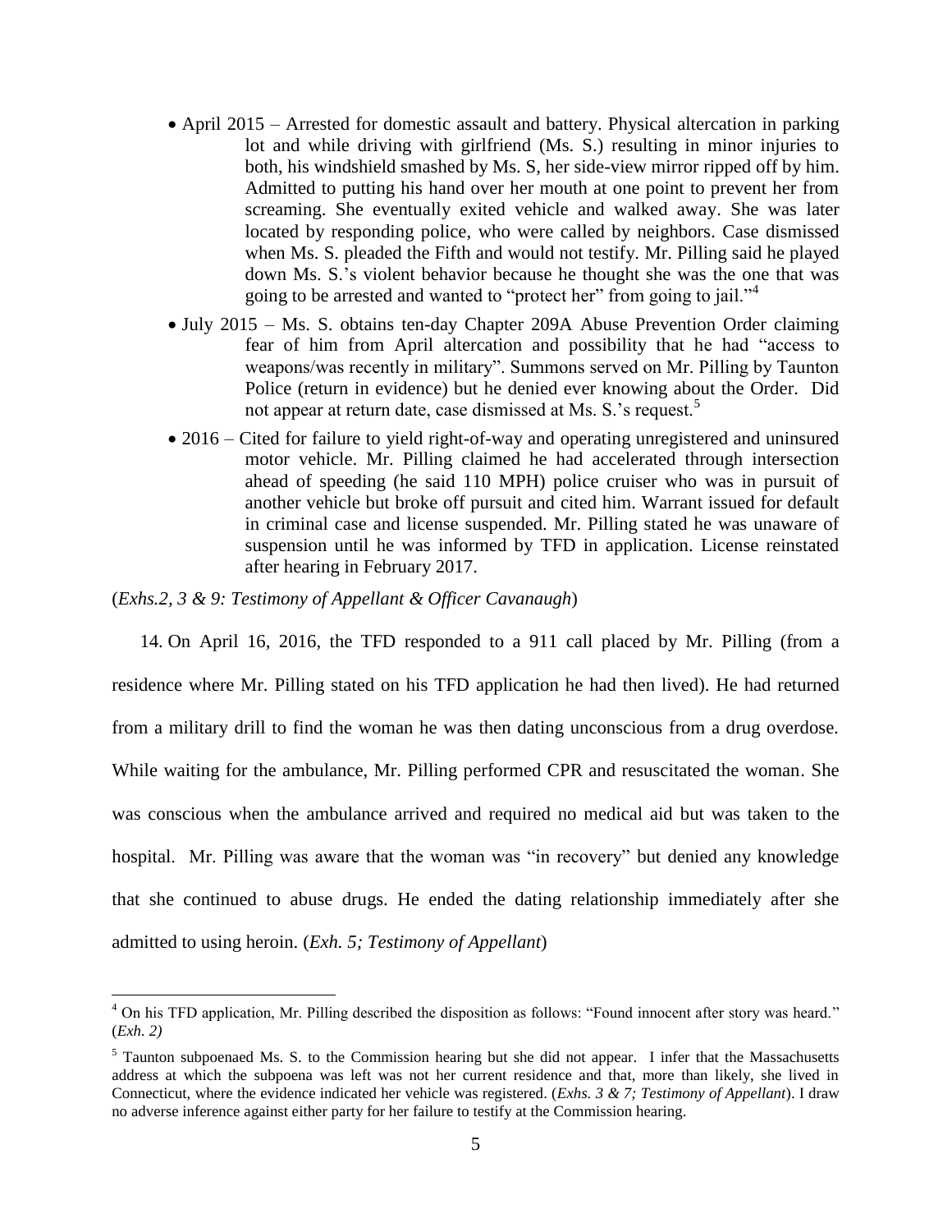- April 2015 – Arrested for domestic assault and battery. Physical altercation in parking lot and while driving with girlfriend (Ms. S.) resulting in minor injuries to both, his windshield smashed by Ms. S, her side-view mirror ripped off by him. Admitted to putting his hand over her mouth at one point to prevent her from screaming. She eventually exited vehicle and walked away. She was later located by responding police, who were called by neighbors. Case dismissed when Ms. S. pleaded the Fifth and would not testify. Mr. Pilling said he played down Ms. S.'s violent behavior because he thought she was the one that was going to be arrested and wanted to "protect her" from going to jail."[4]
- July 2015 – Ms. S. obtains ten-day Chapter 209A Abuse Prevention Order claiming fear of him from April altercation and possibility that he had "access to weapons/was recently in military". Summons served on Mr. Pilling by Taunton Police (return in evidence) but he denied ever knowing about the Order. Did not appear at return date, case dismissed at Ms. S.'s request.[5]
- 2016 – Cited for failure to yield right-of-way and operating unregistered and uninsured motor vehicle. Mr. Pilling claimed he had accelerated through intersection ahead of speeding (he said 110 MPH) police cruiser who was in pursuit of another vehicle but broke off pursuit and cited him. Warrant issued for default in criminal case and license suspended. Mr. Pilling stated he was unaware of suspension until he was informed by TFD in application. License reinstated after hearing in February 2017.

(*Exhs.2, 3 & 9: Testimony of Appellant & Officer Cavanaugh*)

14. On April 16, 2016, the TFD responded to a 911 call placed by Mr. Pilling (from a residence where Mr. Pilling stated on his TFD application he had then lived). He had returned from a military drill to find the woman he was then dating unconscious from a drug overdose. While waiting for the ambulance, Mr. Pilling performed CPR and resuscitated the woman. She was conscious when the ambulance arrived and required no medical aid but was taken to the hospital. Mr. Pilling was aware that the woman was "in recovery" but denied any knowledge that she continued to abuse drugs. He ended the dating relationship immediately after she admitted to using heroin. (*Exh. 5; Testimony of Appellant*)

---

[4] On his TFD application, Mr. Pilling described the disposition as follows: "Found innocent after story was heard." (*Exh. 2)*

[5] Taunton subpoenaed Ms. S. to the Commission hearing but she did not appear. I infer that the Massachusetts address at which the subpoena was left was not her current residence and that, more than likely, she lived in Connecticut, where the evidence indicated her vehicle was registered. (*Exhs. 3 & 7; Testimony of Appellant*). I draw no adverse inference against either party for her failure to testify at the Commission hearing.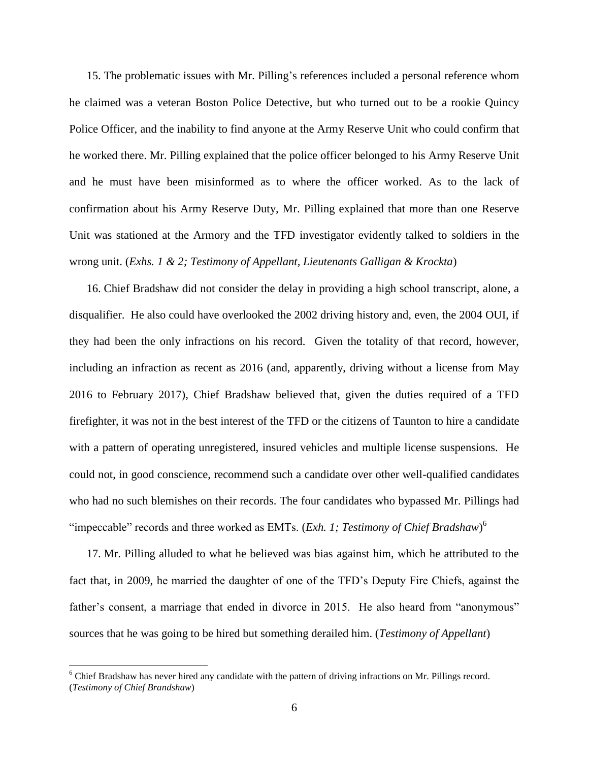15. The problematic issues with Mr. Pilling's references included a personal reference whom he claimed was a veteran Boston Police Detective, but who turned out to be a rookie Quincy Police Officer, and the inability to find anyone at the Army Reserve Unit who could confirm that he worked there. Mr. Pilling explained that the police officer belonged to his Army Reserve Unit and he must have been misinformed as to where the officer worked. As to the lack of confirmation about his Army Reserve Duty, Mr. Pilling explained that more than one Reserve Unit was stationed at the Armory and the TFD investigator evidently talked to soldiers in the wrong unit. (*Exhs. 1 & 2; Testimony of Appellant, Lieutenants Galligan & Krockta*)

16. Chief Bradshaw did not consider the delay in providing a high school transcript, alone, a disqualifier. He also could have overlooked the 2002 driving history and, even, the 2004 OUI, if they had been the only infractions on his record. Given the totality of that record, however, including an infraction as recent as 2016 (and, apparently, driving without a license from May 2016 to February 2017), Chief Bradshaw believed that, given the duties required of a TFD firefighter, it was not in the best interest of the TFD or the citizens of Taunton to hire a candidate with a pattern of operating unregistered, insured vehicles and multiple license suspensions. He could not, in good conscience, recommend such a candidate over other well-qualified candidates who had no such blemishes on their records. The four candidates who bypassed Mr. Pillings had "impeccable" records and three worked as EMTs. (*Exh. 1; Testimony of Chief Bradshaw*)[6]

17. Mr. Pilling alluded to what he believed was bias against him, which he attributed to the fact that, in 2009, he married the daughter of one of the TFD's Deputy Fire Chiefs, against the father's consent, a marriage that ended in divorce in 2015. He also heard from "anonymous" sources that he was going to be hired but something derailed him. (*Testimony of Appellant*)

---

[6] Chief Bradshaw has never hired any candidate with the pattern of driving infractions on Mr. Pillings record. (*Testimony of Chief Brandshaw*)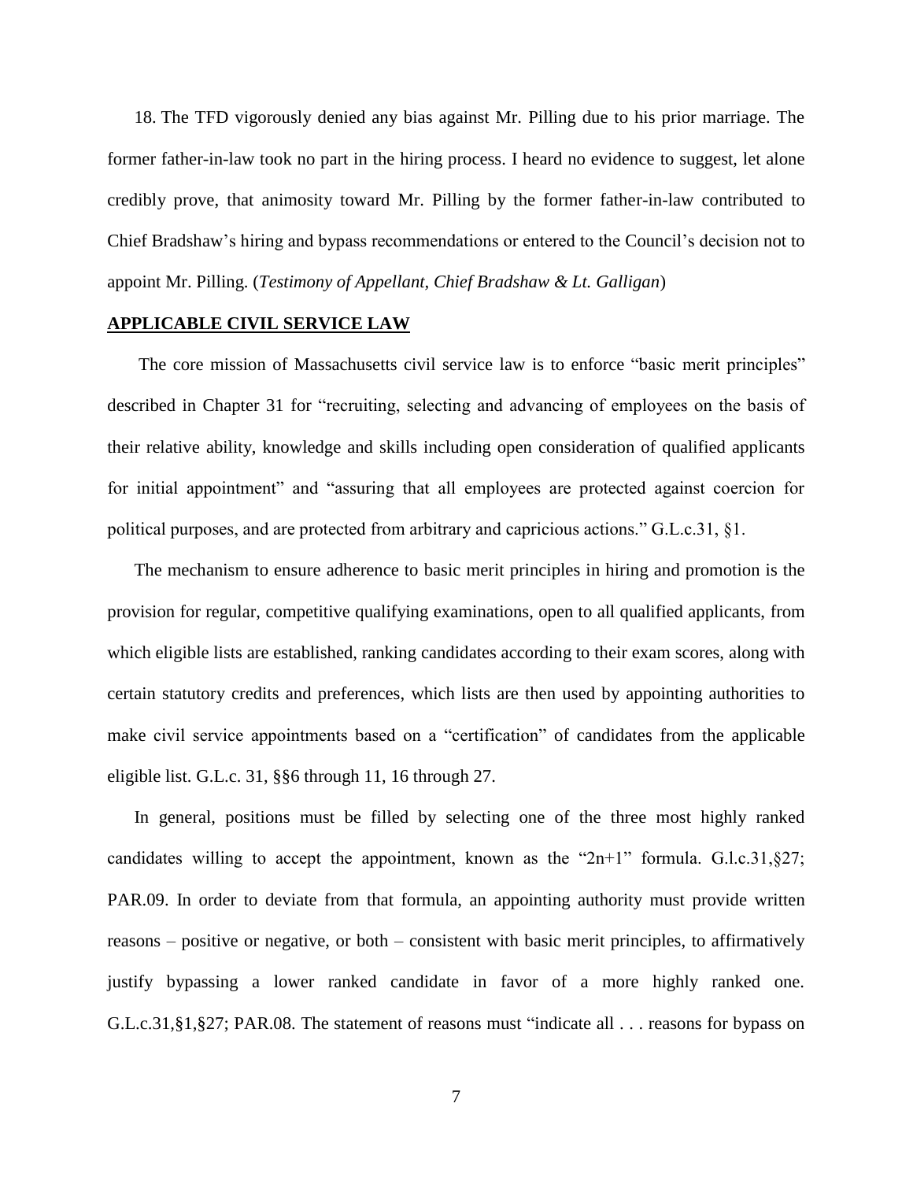18. The TFD vigorously denied any bias against Mr. Pilling due to his prior marriage. The former father-in-law took no part in the hiring process. I heard no evidence to suggest, let alone credibly prove, that animosity toward Mr. Pilling by the former father-in-law contributed to Chief Bradshaw's hiring and bypass recommendations or entered to the Council's decision not to appoint Mr. Pilling. (*Testimony of Appellant, Chief Bradshaw & Lt. Galligan*)

## APPLICABLE CIVIL SERVICE LAW

The core mission of Massachusetts civil service law is to enforce "basic merit principles" described in Chapter 31 for "recruiting, selecting and advancing of employees on the basis of their relative ability, knowledge and skills including open consideration of qualified applicants for initial appointment" and "assuring that all employees are protected against coercion for political purposes, and are protected from arbitrary and capricious actions." G.L.c.31, §1.

The mechanism to ensure adherence to basic merit principles in hiring and promotion is the provision for regular, competitive qualifying examinations, open to all qualified applicants, from which eligible lists are established, ranking candidates according to their exam scores, along with certain statutory credits and preferences, which lists are then used by appointing authorities to make civil service appointments based on a "certification" of candidates from the applicable eligible list. G.L.c. 31, §§6 through 11, 16 through 27.

In general, positions must be filled by selecting one of the three most highly ranked candidates willing to accept the appointment, known as the "2n+1" formula. G.l.c.31,§27; PAR.09. In order to deviate from that formula, an appointing authority must provide written reasons – positive or negative, or both – consistent with basic merit principles, to affirmatively justify bypassing a lower ranked candidate in favor of a more highly ranked one. G.L.c.31,§1,§27; PAR.08. The statement of reasons must "indicate all . . . reasons for bypass on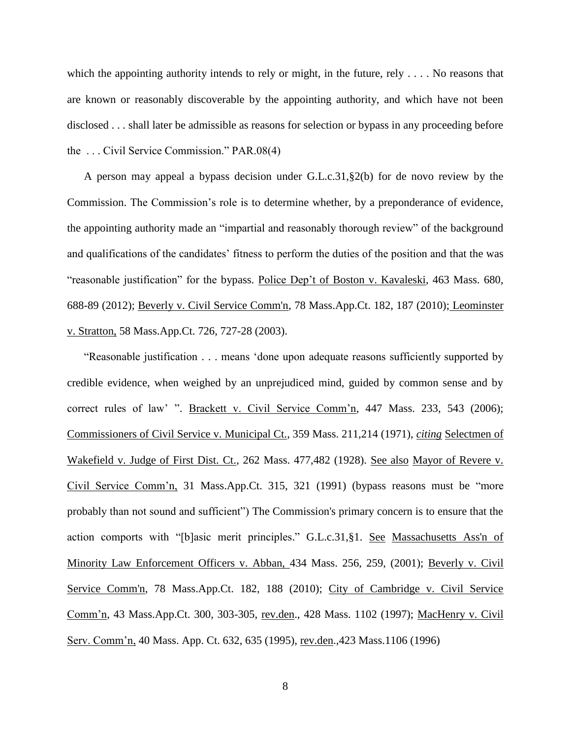which the appointing authority intends to rely or might, in the future, rely . . . . No reasons that are known or reasonably discoverable by the appointing authority, and which have not been disclosed . . . shall later be admissible as reasons for selection or bypass in any proceeding before the . . . Civil Service Commission." PAR.08(4)

A person may appeal a bypass decision under G.L.c.31,§2(b) for de novo review by the Commission. The Commission's role is to determine whether, by a preponderance of evidence, the appointing authority made an "impartial and reasonably thorough review" of the background and qualifications of the candidates' fitness to perform the duties of the position and that the was "reasonable justification" for the bypass. Police Dep't of Boston v. Kavaleski, 463 Mass. 680, 688-89 (2012); Beverly v. Civil Service Comm'n, 78 Mass.App.Ct. 182, 187 (2010); Leominster v. Stratton, 58 Mass.App.Ct. 726, 727-28 (2003).

"Reasonable justification . . . means 'done upon adequate reasons sufficiently supported by credible evidence, when weighed by an unprejudiced mind, guided by common sense and by correct rules of law' ". Brackett v. Civil Service Comm'n, 447 Mass. 233, 543 (2006); Commissioners of Civil Service v. Municipal Ct., 359 Mass. 211,214 (1971), *citing* Selectmen of Wakefield v. Judge of First Dist. Ct., 262 Mass. 477,482 (1928). See also Mayor of Revere v. Civil Service Comm'n, 31 Mass.App.Ct. 315, 321 (1991) (bypass reasons must be "more probably than not sound and sufficient") The Commission's primary concern is to ensure that the action comports with "[b]asic merit principles." G.L.c.31,§1. See Massachusetts Ass'n of Minority Law Enforcement Officers v. Abban, 434 Mass. 256, 259, (2001); Beverly v. Civil Service Comm'n, 78 Mass.App.Ct. 182, 188 (2010); City of Cambridge v. Civil Service Comm'n, 43 Mass.App.Ct. 300, 303-305, rev.den., 428 Mass. 1102 (1997); MacHenry v. Civil Serv. Comm'n, 40 Mass. App. Ct. 632, 635 (1995), rev.den.,423 Mass.1106 (1996)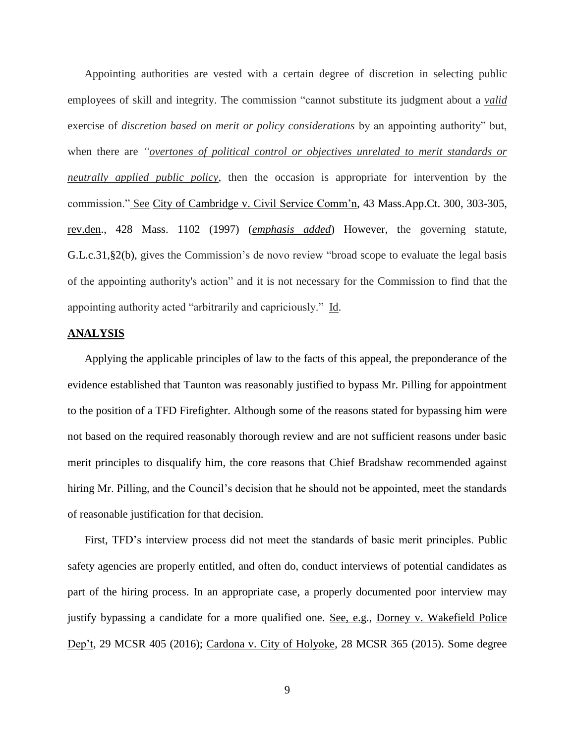Appointing authorities are vested with a certain degree of discretion in selecting public employees of skill and integrity. The commission "cannot substitute its judgment about a ***valid*** exercise of ***discretion based on merit or policy considerations*** by an appointing authority" but, when there are *"**overtones of political control or objectives unrelated to merit standards or neutrally applied public policy**,* then the occasion is appropriate for intervention by the commission." See City of Cambridge v. Civil Service Comm'n, 43 Mass.App.Ct. 300, 303-305, rev.den., 428 Mass. 1102 (1997) (***emphasis added***) However, the governing statute, G.L.c.31,§2(b), gives the Commission's de novo review "broad scope to evaluate the legal basis of the appointing authority's action" and it is not necessary for the Commission to find that the appointing authority acted "arbitrarily and capriciously." Id.

**ANALYSIS**

Applying the applicable principles of law to the facts of this appeal, the preponderance of the evidence established that Taunton was reasonably justified to bypass Mr. Pilling for appointment to the position of a TFD Firefighter. Although some of the reasons stated for bypassing him were not based on the required reasonably thorough review and are not sufficient reasons under basic merit principles to disqualify him, the core reasons that Chief Bradshaw recommended against hiring Mr. Pilling, and the Council's decision that he should not be appointed, meet the standards of reasonable justification for that decision.

First, TFD's interview process did not meet the standards of basic merit principles. Public safety agencies are properly entitled, and often do, conduct interviews of potential candidates as part of the hiring process. In an appropriate case, a properly documented poor interview may justify bypassing a candidate for a more qualified one. See, e.g., Dorney v. Wakefield Police Dep't, 29 MCSR 405 (2016); Cardona v. City of Holyoke, 28 MCSR 365 (2015). Some degree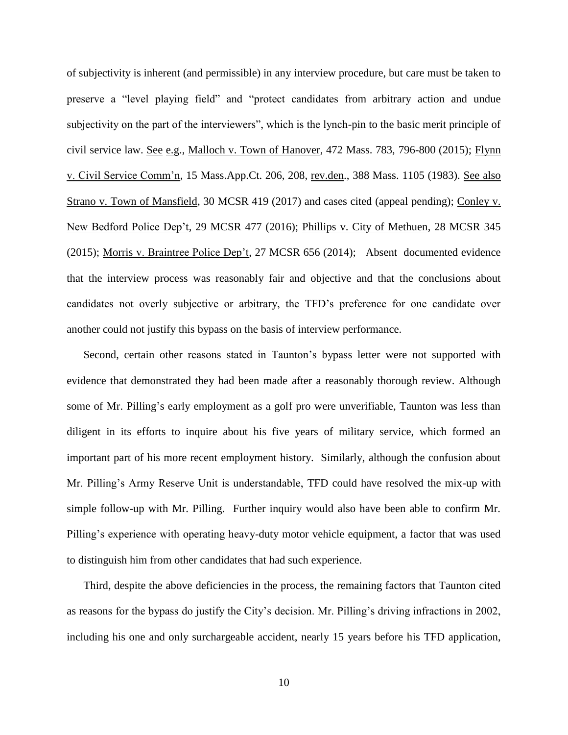of subjectivity is inherent (and permissible) in any interview procedure, but care must be taken to preserve a "level playing field" and "protect candidates from arbitrary action and undue subjectivity on the part of the interviewers", which is the lynch-pin to the basic merit principle of civil service law. See e.g., Malloch v. Town of Hanover, 472 Mass. 783, 796-800 (2015); Flynn v. Civil Service Comm'n, 15 Mass.App.Ct. 206, 208, rev.den., 388 Mass. 1105 (1983). See also Strano v. Town of Mansfield, 30 MCSR 419 (2017) and cases cited (appeal pending); Conley v. New Bedford Police Dep't, 29 MCSR 477 (2016); Phillips v. City of Methuen, 28 MCSR 345 (2015); Morris v. Braintree Police Dep't, 27 MCSR 656 (2014); Absent documented evidence that the interview process was reasonably fair and objective and that the conclusions about candidates not overly subjective or arbitrary, the TFD's preference for one candidate over another could not justify this bypass on the basis of interview performance.

Second, certain other reasons stated in Taunton's bypass letter were not supported with evidence that demonstrated they had been made after a reasonably thorough review. Although some of Mr. Pilling's early employment as a golf pro were unverifiable, Taunton was less than diligent in its efforts to inquire about his five years of military service, which formed an important part of his more recent employment history. Similarly, although the confusion about Mr. Pilling's Army Reserve Unit is understandable, TFD could have resolved the mix-up with simple follow-up with Mr. Pilling. Further inquiry would also have been able to confirm Mr. Pilling's experience with operating heavy-duty motor vehicle equipment, a factor that was used to distinguish him from other candidates that had such experience.

Third, despite the above deficiencies in the process, the remaining factors that Taunton cited as reasons for the bypass do justify the City's decision. Mr. Pilling's driving infractions in 2002, including his one and only surchargeable accident, nearly 15 years before his TFD application,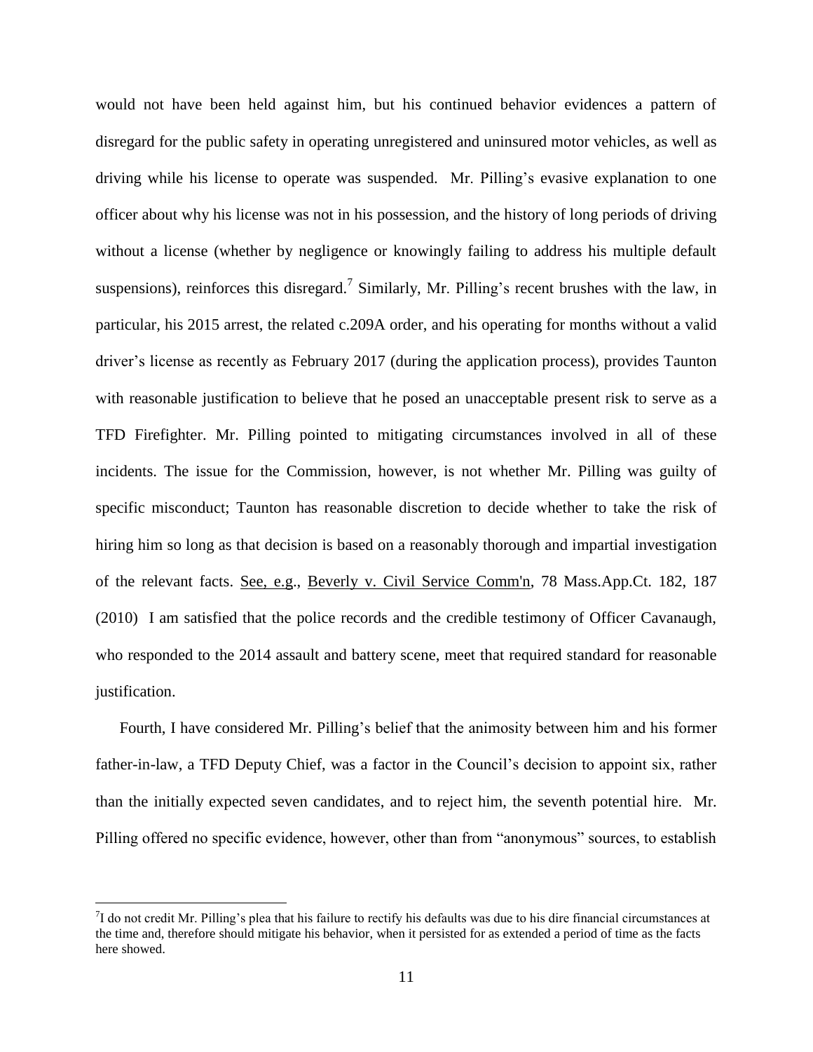would not have been held against him, but his continued behavior evidences a pattern of disregard for the public safety in operating unregistered and uninsured motor vehicles, as well as driving while his license to operate was suspended. Mr. Pilling's evasive explanation to one officer about why his license was not in his possession, and the history of long periods of driving without a license (whether by negligence or knowingly failing to address his multiple default suspensions), reinforces this disregard.[7] Similarly, Mr. Pilling's recent brushes with the law, in particular, his 2015 arrest, the related c.209A order, and his operating for months without a valid driver's license as recently as February 2017 (during the application process), provides Taunton with reasonable justification to believe that he posed an unacceptable present risk to serve as a TFD Firefighter. Mr. Pilling pointed to mitigating circumstances involved in all of these incidents. The issue for the Commission, however, is not whether Mr. Pilling was guilty of specific misconduct; Taunton has reasonable discretion to decide whether to take the risk of hiring him so long as that decision is based on a reasonably thorough and impartial investigation of the relevant facts. See, e.g., Beverly v. Civil Service Comm'n, 78 Mass.App.Ct. 182, 187 (2010) I am satisfied that the police records and the credible testimony of Officer Cavanaugh, who responded to the 2014 assault and battery scene, meet that required standard for reasonable justification.

Fourth, I have considered Mr. Pilling's belief that the animosity between him and his former father-in-law, a TFD Deputy Chief, was a factor in the Council's decision to appoint six, rather than the initially expected seven candidates, and to reject him, the seventh potential hire. Mr. Pilling offered no specific evidence, however, other than from "anonymous" sources, to establish

[7] I do not credit Mr. Pilling's plea that his failure to rectify his defaults was due to his dire financial circumstances at the time and, therefore should mitigate his behavior, when it persisted for as extended a period of time as the facts here showed.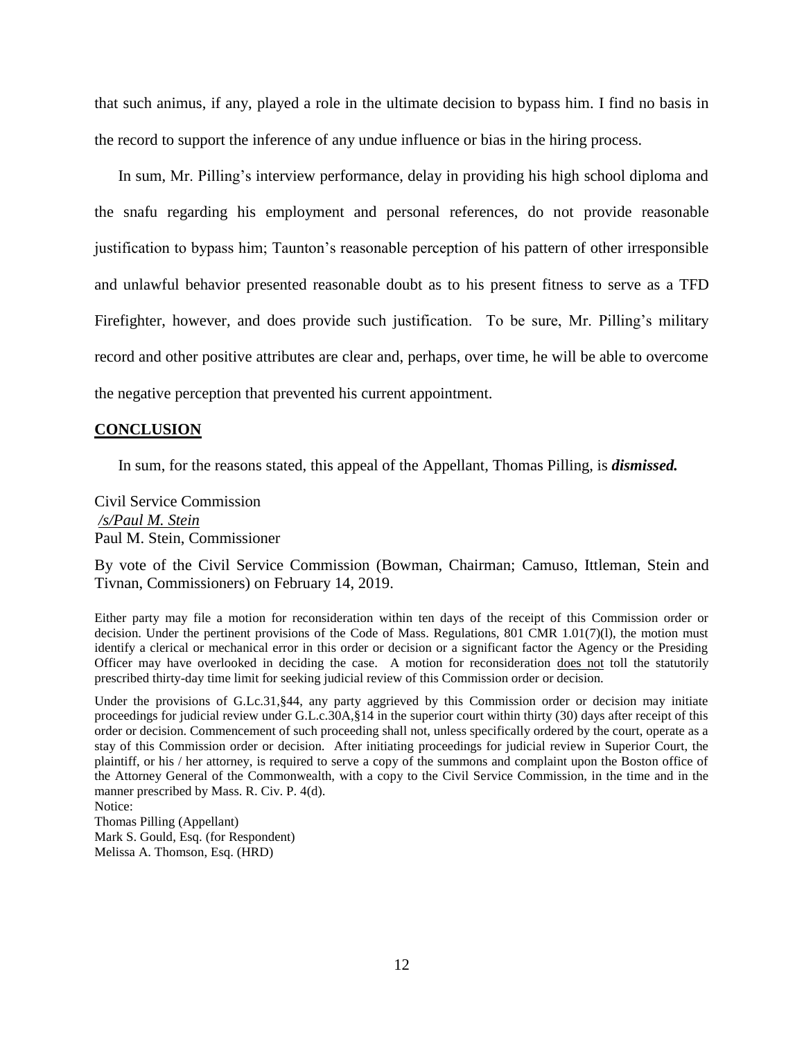that such animus, if any, played a role in the ultimate decision to bypass him. I find no basis in the record to support the inference of any undue influence or bias in the hiring process.

In sum, Mr. Pilling's interview performance, delay in providing his high school diploma and the snafu regarding his employment and personal references, do not provide reasonable justification to bypass him; Taunton's reasonable perception of his pattern of other irresponsible and unlawful behavior presented reasonable doubt as to his present fitness to serve as a TFD Firefighter, however, and does provide such justification. To be sure, Mr. Pilling's military record and other positive attributes are clear and, perhaps, over time, he will be able to overcome the negative perception that prevented his current appointment.

## CONCLUSION

In sum, for the reasons stated, this appeal of the Appellant, Thomas Pilling, is ***dismissed.***

Civil Service Commission
*/s/Paul M. Stein*
Paul M. Stein, Commissioner

By vote of the Civil Service Commission (Bowman, Chairman; Camuso, Ittleman, Stein and Tivnan, Commissioners) on February 14, 2019.

Either party may file a motion for reconsideration within ten days of the receipt of this Commission order or decision. Under the pertinent provisions of the Code of Mass. Regulations, 801 CMR 1.01(7)(l), the motion must identify a clerical or mechanical error in this order or decision or a significant factor the Agency or the Presiding Officer may have overlooked in deciding the case. A motion for reconsideration does not toll the statutorily prescribed thirty-day time limit for seeking judicial review of this Commission order or decision.

Under the provisions of G.L.c.31,§44, any party aggrieved by this Commission order or decision may initiate proceedings for judicial review under G.L.c.30A,§14 in the superior court within thirty (30) days after receipt of this order or decision. Commencement of such proceeding shall not, unless specifically ordered by the court, operate as a stay of this Commission order or decision. After initiating proceedings for judicial review in Superior Court, the plaintiff, or his / her attorney, is required to serve a copy of the summons and complaint upon the Boston office of the Attorney General of the Commonwealth, with a copy to the Civil Service Commission, in the time and in the manner prescribed by Mass. R. Civ. P. 4(d).

Notice:
Thomas Pilling (Appellant)
Mark S. Gould, Esq. (for Respondent)
Melissa A. Thomson, Esq. (HRD)